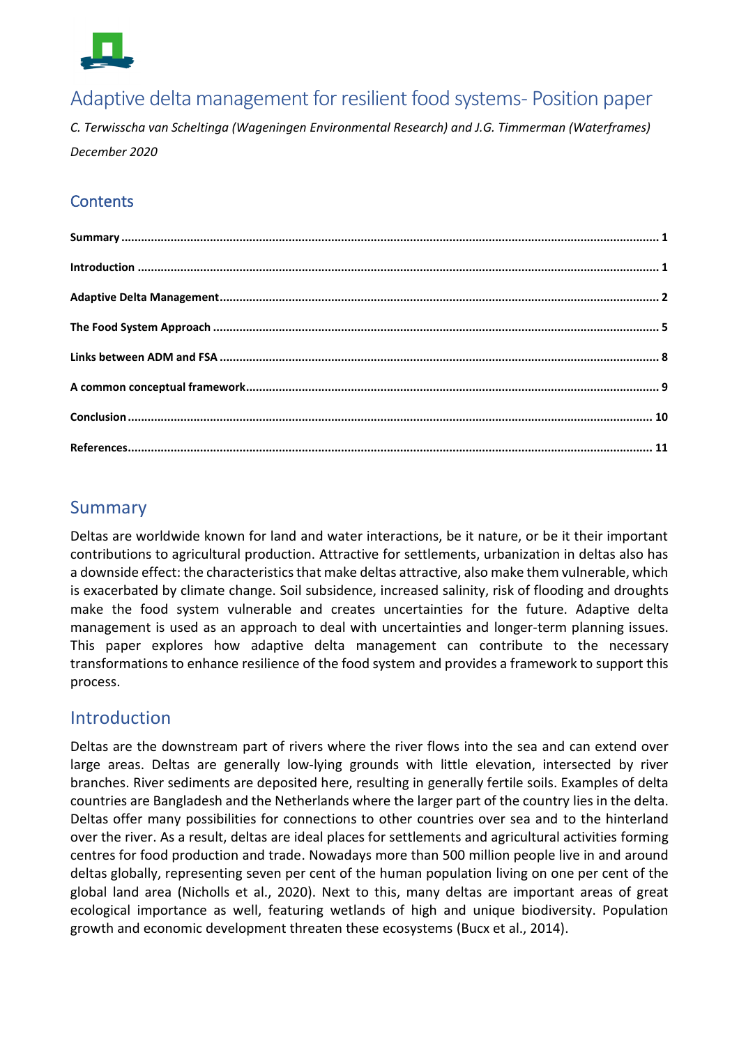# Adaptive delta management for resilient food systems- Position paper

*C. Terwisscha van Scheltinga (Wageningen Environmental Research) and J.G. Timmerman (Waterframes)*

*December 2020*

## Contents

**Summary** .......... 1

**Introduction** .......... 1

**Adaptive Delta Management** .......... 2

**The Food System Approach** .......... 5

**Links between ADM and FSA** .......... 8

**A common conceptual framework** .......... 9

**Conclusion** .......... 10

**References** .......... 11

## Summary

Deltas are worldwide known for land and water interactions, be it nature, or be it their important contributions to agricultural production. Attractive for settlements, urbanization in deltas also has a downside effect: the characteristics that make deltas attractive, also make them vulnerable, which is exacerbated by climate change. Soil subsidence, increased salinity, risk of flooding and droughts make the food system vulnerable and creates uncertainties for the future. Adaptive delta management is used as an approach to deal with uncertainties and longer-term planning issues. This paper explores how adaptive delta management can contribute to the necessary transformations to enhance resilience of the food system and provides a framework to support this process.

## Introduction

Deltas are the downstream part of rivers where the river flows into the sea and can extend over large areas. Deltas are generally low-lying grounds with little elevation, intersected by river branches. River sediments are deposited here, resulting in generally fertile soils. Examples of delta countries are Bangladesh and the Netherlands where the larger part of the country lies in the delta. Deltas offer many possibilities for connections to other countries over sea and to the hinterland over the river. As a result, deltas are ideal places for settlements and agricultural activities forming centres for food production and trade. Nowadays more than 500 million people live in and around deltas globally, representing seven per cent of the human population living on one per cent of the global land area (Nicholls et al., 2020). Next to this, many deltas are important areas of great ecological importance as well, featuring wetlands of high and unique biodiversity. Population growth and economic development threaten these ecosystems (Bucx et al., 2014).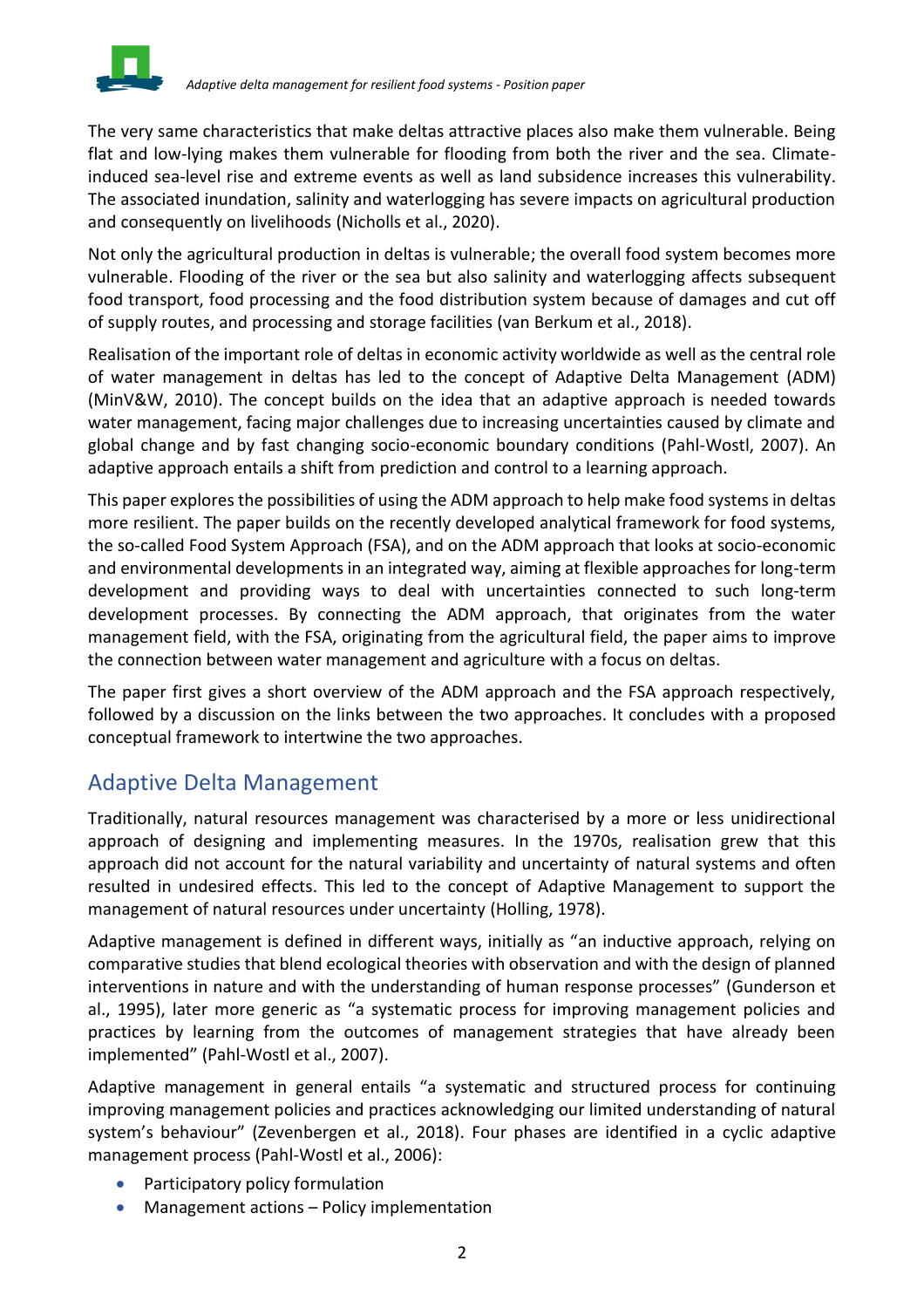The very same characteristics that make deltas attractive places also make them vulnerable. Being flat and low-lying makes them vulnerable for flooding from both the river and the sea. Climate-induced sea-level rise and extreme events as well as land subsidence increases this vulnerability. The associated inundation, salinity and waterlogging has severe impacts on agricultural production and consequently on livelihoods (Nicholls et al., 2020).

Not only the agricultural production in deltas is vulnerable; the overall food system becomes more vulnerable. Flooding of the river or the sea but also salinity and waterlogging affects subsequent food transport, food processing and the food distribution system because of damages and cut off of supply routes, and processing and storage facilities (van Berkum et al., 2018).

Realisation of the important role of deltas in economic activity worldwide as well as the central role of water management in deltas has led to the concept of Adaptive Delta Management (ADM) (MinV&W, 2010). The concept builds on the idea that an adaptive approach is needed towards water management, facing major challenges due to increasing uncertainties caused by climate and global change and by fast changing socio-economic boundary conditions (Pahl-Wostl, 2007). An adaptive approach entails a shift from prediction and control to a learning approach.

This paper explores the possibilities of using the ADM approach to help make food systems in deltas more resilient. The paper builds on the recently developed analytical framework for food systems, the so-called Food System Approach (FSA), and on the ADM approach that looks at socio-economic and environmental developments in an integrated way, aiming at flexible approaches for long-term development and providing ways to deal with uncertainties connected to such long-term development processes. By connecting the ADM approach, that originates from the water management field, with the FSA, originating from the agricultural field, the paper aims to improve the connection between water management and agriculture with a focus on deltas.

The paper first gives a short overview of the ADM approach and the FSA approach respectively, followed by a discussion on the links between the two approaches. It concludes with a proposed conceptual framework to intertwine the two approaches.

## Adaptive Delta Management

Traditionally, natural resources management was characterised by a more or less unidirectional approach of designing and implementing measures. In the 1970s, realisation grew that this approach did not account for the natural variability and uncertainty of natural systems and often resulted in undesired effects. This led to the concept of Adaptive Management to support the management of natural resources under uncertainty (Holling, 1978).

Adaptive management is defined in different ways, initially as "an inductive approach, relying on comparative studies that blend ecological theories with observation and with the design of planned interventions in nature and with the understanding of human response processes" (Gunderson et al., 1995), later more generic as "a systematic process for improving management policies and practices by learning from the outcomes of management strategies that have already been implemented" (Pahl-Wostl et al., 2007).

Adaptive management in general entails "a systematic and structured process for continuing improving management policies and practices acknowledging our limited understanding of natural system's behaviour" (Zevenbergen et al., 2018). Four phases are identified in a cyclic adaptive management process (Pahl-Wostl et al., 2006):

- Participatory policy formulation
- Management actions – Policy implementation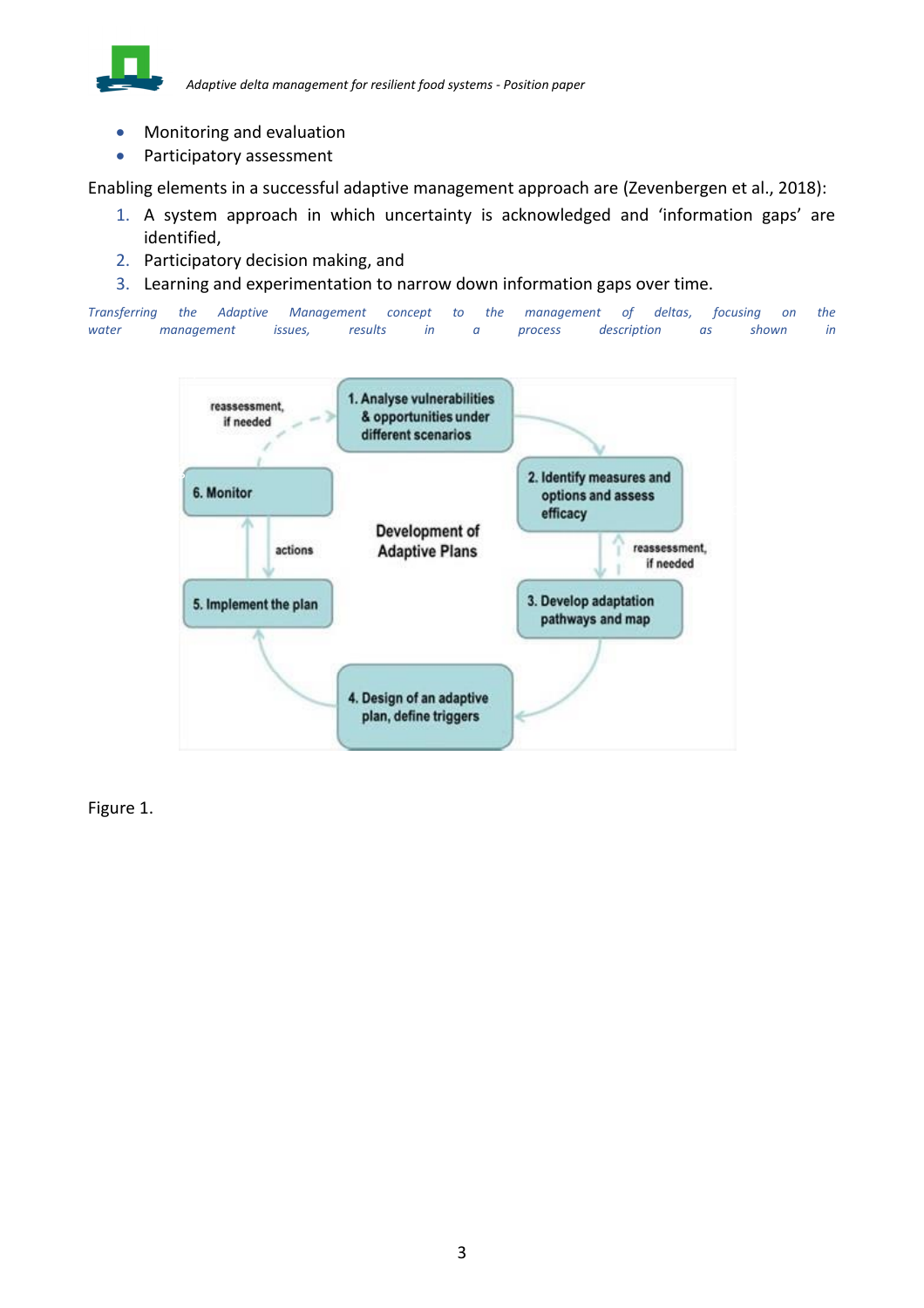- Monitoring and evaluation
- Participatory assessment

Enabling elements in a successful adaptive management approach are (Zevenbergen et al., 2018):

1. A system approach in which uncertainty is acknowledged and 'information gaps' are identified,
2. Participatory decision making, and
3. Learning and experimentation to narrow down information gaps over time.

*Transferring the Adaptive Management concept to the management of deltas, focusing on the water management issues, results in a process description as shown in*

Figure 1.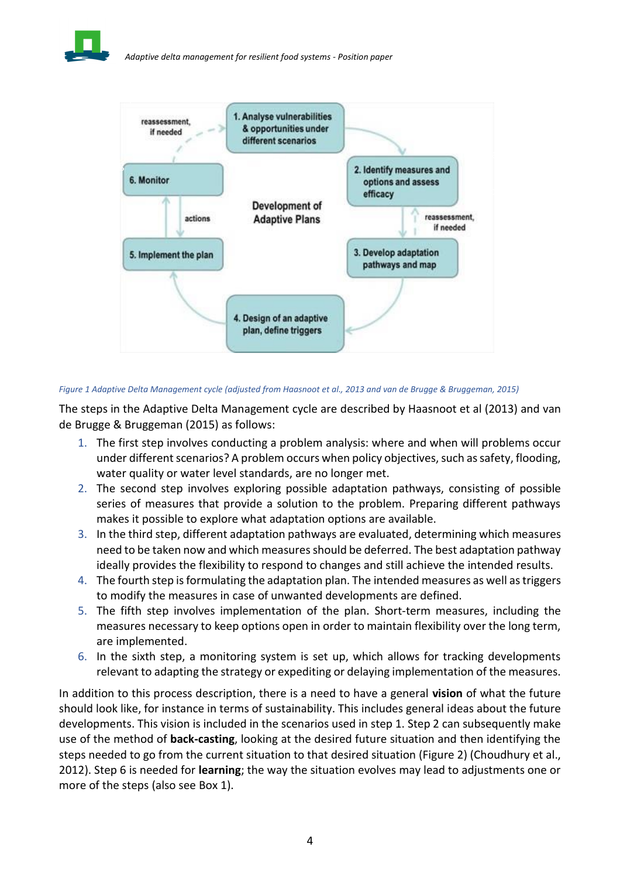*Figure 1 Adaptive Delta Management cycle (adjusted from Haasnoot et al., 2013 and van de Brugge & Bruggeman, 2015)*

The steps in the Adaptive Delta Management cycle are described by Haasnoot et al (2013) and van de Brugge & Bruggeman (2015) as follows:

1. The first step involves conducting a problem analysis: where and when will problems occur under different scenarios? A problem occurs when policy objectives, such as safety, flooding, water quality or water level standards, are no longer met.
2. The second step involves exploring possible adaptation pathways, consisting of possible series of measures that provide a solution to the problem. Preparing different pathways makes it possible to explore what adaptation options are available.
3. In the third step, different adaptation pathways are evaluated, determining which measures need to be taken now and which measures should be deferred. The best adaptation pathway ideally provides the flexibility to respond to changes and still achieve the intended results.
4. The fourth step is formulating the adaptation plan. The intended measures as well as triggers to modify the measures in case of unwanted developments are defined.
5. The fifth step involves implementation of the plan. Short-term measures, including the measures necessary to keep options open in order to maintain flexibility over the long term, are implemented.
6. In the sixth step, a monitoring system is set up, which allows for tracking developments relevant to adapting the strategy or expediting or delaying implementation of the measures.

In addition to this process description, there is a need to have a general **vision** of what the future should look like, for instance in terms of sustainability. This includes general ideas about the future developments. This vision is included in the scenarios used in step 1. Step 2 can subsequently make use of the method of **back-casting**, looking at the desired future situation and then identifying the steps needed to go from the current situation to that desired situation (Figure 2) (Choudhury et al., 2012). Step 6 is needed for **learning**; the way the situation evolves may lead to adjustments one or more of the steps (also see Box 1).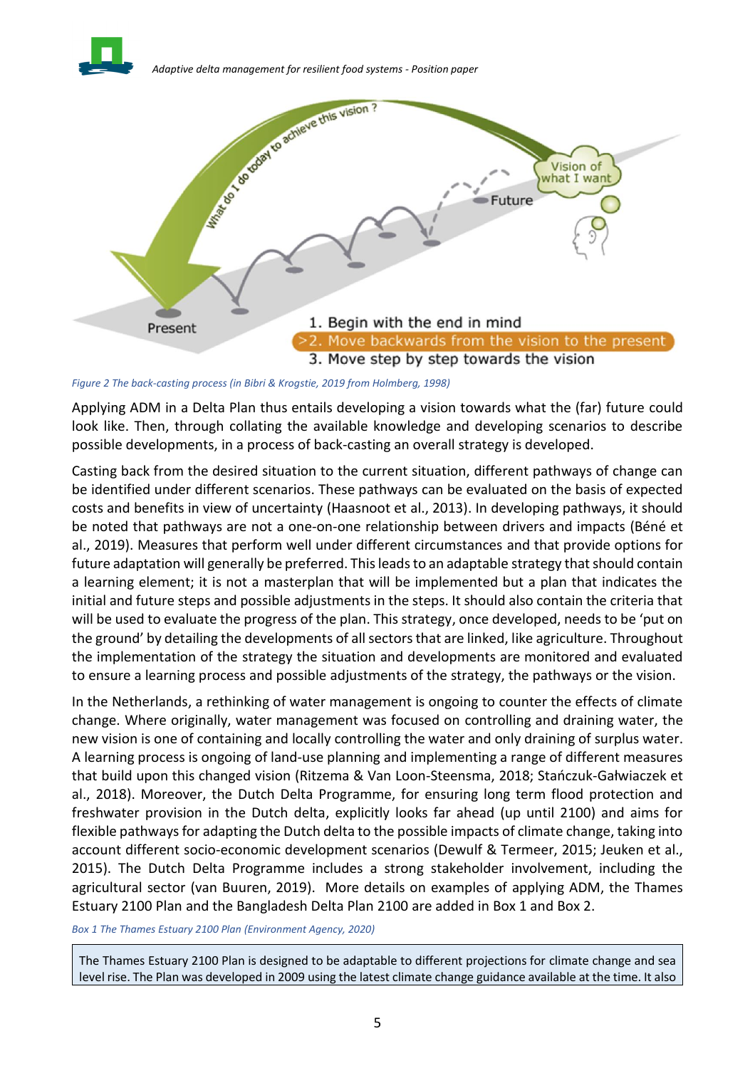*Figure 2 The back-casting process (in Bibri & Krogstie, 2019 from Holmberg, 1998)*

Applying ADM in a Delta Plan thus entails developing a vision towards what the (far) future could look like. Then, through collating the available knowledge and developing scenarios to describe possible developments, in a process of back-casting an overall strategy is developed.

Casting back from the desired situation to the current situation, different pathways of change can be identified under different scenarios. These pathways can be evaluated on the basis of expected costs and benefits in view of uncertainty (Haasnoot et al., 2013). In developing pathways, it should be noted that pathways are not a one-on-one relationship between drivers and impacts (Béné et al., 2019). Measures that perform well under different circumstances and that provide options for future adaptation will generally be preferred. This leads to an adaptable strategy that should contain a learning element; it is not a masterplan that will be implemented but a plan that indicates the initial and future steps and possible adjustments in the steps. It should also contain the criteria that will be used to evaluate the progress of the plan. This strategy, once developed, needs to be 'put on the ground' by detailing the developments of all sectors that are linked, like agriculture. Throughout the implementation of the strategy the situation and developments are monitored and evaluated to ensure a learning process and possible adjustments of the strategy, the pathways or the vision.

In the Netherlands, a rethinking of water management is ongoing to counter the effects of climate change. Where originally, water management was focused on controlling and draining water, the new vision is one of containing and locally controlling the water and only draining of surplus water. A learning process is ongoing of land-use planning and implementing a range of different measures that build upon this changed vision (Ritzema & Van Loon-Steensma, 2018; Stańczuk-Gałwiaczek et al., 2018). Moreover, the Dutch Delta Programme, for ensuring long term flood protection and freshwater provision in the Dutch delta, explicitly looks far ahead (up until 2100) and aims for flexible pathways for adapting the Dutch delta to the possible impacts of climate change, taking into account different socio-economic development scenarios (Dewulf & Termeer, 2015; Jeuken et al., 2015). The Dutch Delta Programme includes a strong stakeholder involvement, including the agricultural sector (van Buuren, 2019). More details on examples of applying ADM, the Thames Estuary 2100 Plan and the Bangladesh Delta Plan 2100 are added in Box 1 and Box 2.

*Box 1 The Thames Estuary 2100 Plan (Environment Agency, 2020)*

The Thames Estuary 2100 Plan is designed to be adaptable to different projections for climate change and sea level rise. The Plan was developed in 2009 using the latest climate change guidance available at the time. It also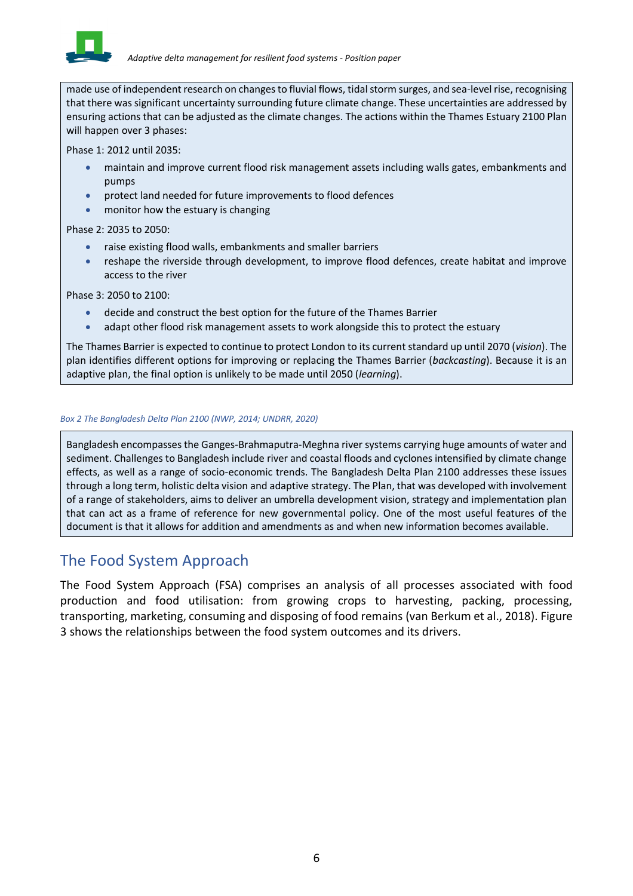made use of independent research on changes to fluvial flows, tidal storm surges, and sea-level rise, recognising that there was significant uncertainty surrounding future climate change. These uncertainties are addressed by ensuring actions that can be adjusted as the climate changes. The actions within the Thames Estuary 2100 Plan will happen over 3 phases:

Phase 1: 2012 until 2035:

- maintain and improve current flood risk management assets including walls gates, embankments and pumps
- protect land needed for future improvements to flood defences
- monitor how the estuary is changing

Phase 2: 2035 to 2050:

- raise existing flood walls, embankments and smaller barriers
- reshape the riverside through development, to improve flood defences, create habitat and improve access to the river

Phase 3: 2050 to 2100:

- decide and construct the best option for the future of the Thames Barrier
- adapt other flood risk management assets to work alongside this to protect the estuary

The Thames Barrier is expected to continue to protect London to its current standard up until 2070 (*vision*). The plan identifies different options for improving or replacing the Thames Barrier (*backcasting*). Because it is an adaptive plan, the final option is unlikely to be made until 2050 (*learning*).

*Box 2 The Bangladesh Delta Plan 2100 (NWP, 2014; UNDRR, 2020)*

Bangladesh encompasses the Ganges-Brahmaputra-Meghna river systems carrying huge amounts of water and sediment. Challenges to Bangladesh include river and coastal floods and cyclones intensified by climate change effects, as well as a range of socio-economic trends. The Bangladesh Delta Plan 2100 addresses these issues through a long term, holistic delta vision and adaptive strategy. The Plan, that was developed with involvement of a range of stakeholders, aims to deliver an umbrella development vision, strategy and implementation plan that can act as a frame of reference for new governmental policy. One of the most useful features of the document is that it allows for addition and amendments as and when new information becomes available.

## The Food System Approach

The Food System Approach (FSA) comprises an analysis of all processes associated with food production and food utilisation: from growing crops to harvesting, packing, processing, transporting, marketing, consuming and disposing of food remains (van Berkum et al., 2018). Figure 3 shows the relationships between the food system outcomes and its drivers.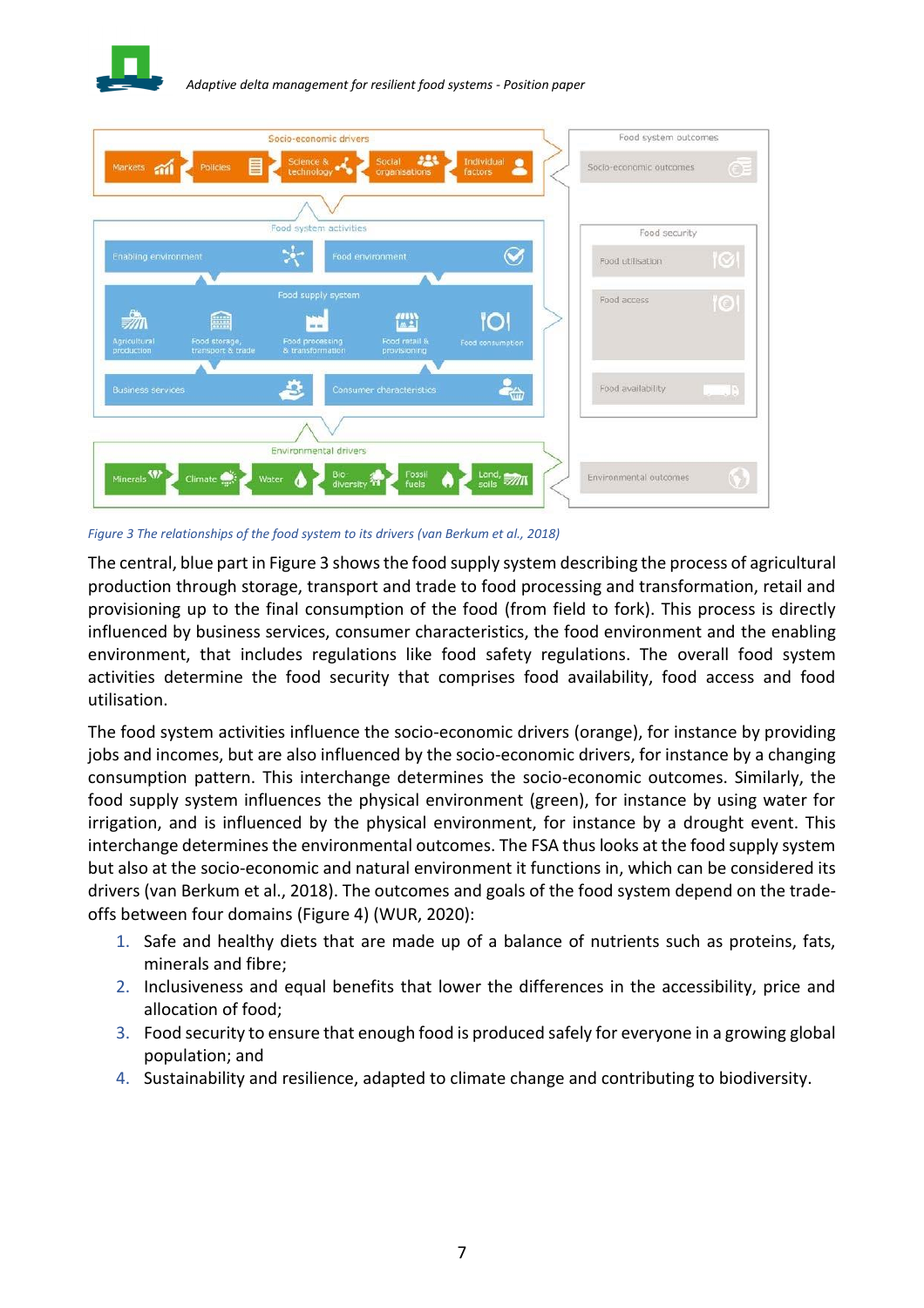*Figure 3 The relationships of the food system to its drivers (van Berkum et al., 2018)*

The central, blue part in Figure 3 shows the food supply system describing the process of agricultural production through storage, transport and trade to food processing and transformation, retail and provisioning up to the final consumption of the food (from field to fork). This process is directly influenced by business services, consumer characteristics, the food environment and the enabling environment, that includes regulations like food safety regulations. The overall food system activities determine the food security that comprises food availability, food access and food utilisation.

The food system activities influence the socio-economic drivers (orange), for instance by providing jobs and incomes, but are also influenced by the socio-economic drivers, for instance by a changing consumption pattern. This interchange determines the socio-economic outcomes. Similarly, the food supply system influences the physical environment (green), for instance by using water for irrigation, and is influenced by the physical environment, for instance by a drought event. This interchange determines the environmental outcomes. The FSA thus looks at the food supply system but also at the socio-economic and natural environment it functions in, which can be considered its drivers (van Berkum et al., 2018). The outcomes and goals of the food system depend on the trade-offs between four domains (Figure 4) (WUR, 2020):

1. Safe and healthy diets that are made up of a balance of nutrients such as proteins, fats, minerals and fibre;
2. Inclusiveness and equal benefits that lower the differences in the accessibility, price and allocation of food;
3. Food security to ensure that enough food is produced safely for everyone in a growing global population; and
4. Sustainability and resilience, adapted to climate change and contributing to biodiversity.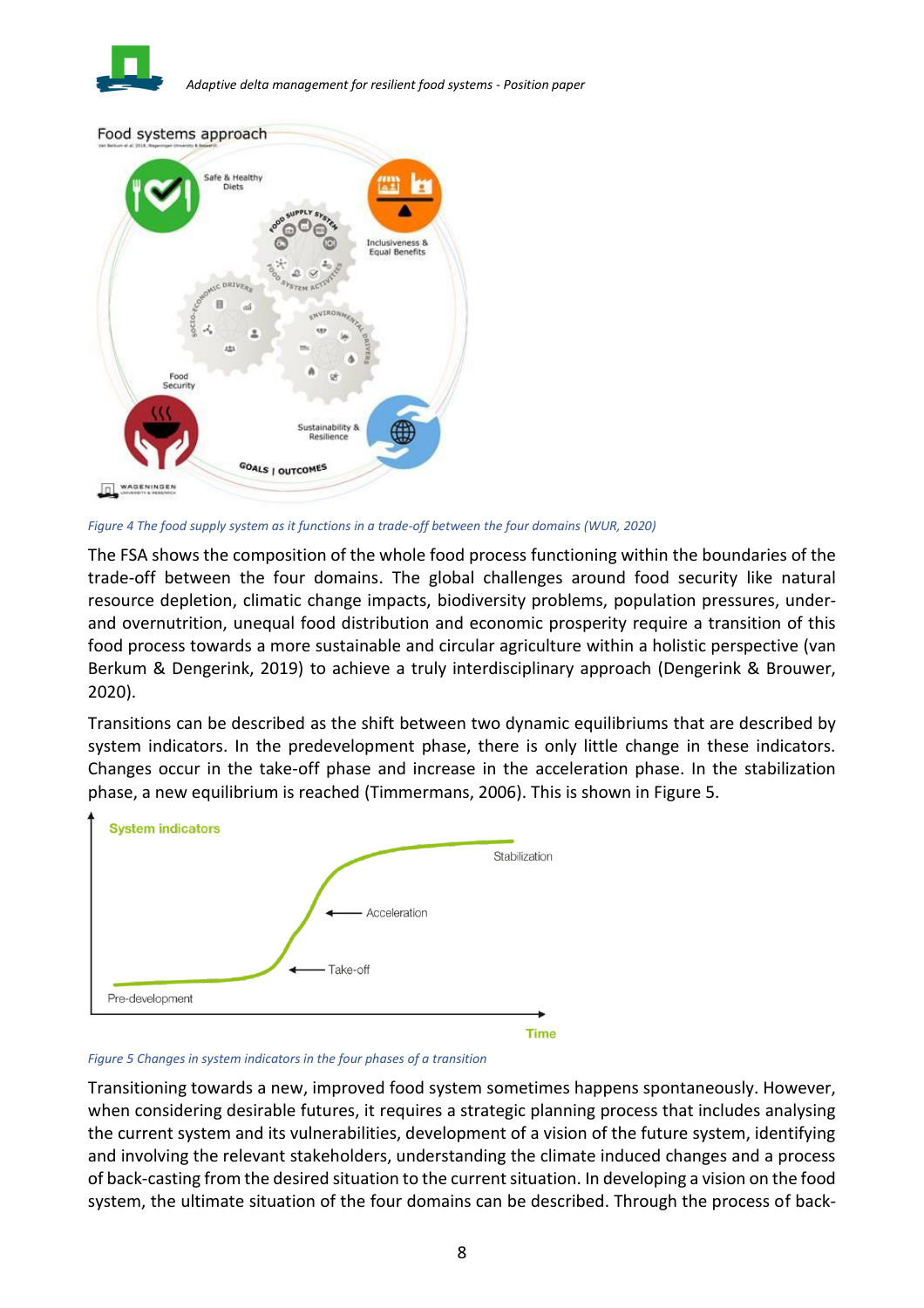*Figure 4 The food supply system as it functions in a trade-off between the four domains (WUR, 2020)*

The FSA shows the composition of the whole food process functioning within the boundaries of the trade-off between the four domains. The global challenges around food security like natural resource depletion, climatic change impacts, biodiversity problems, population pressures, under- and overnutrition, unequal food distribution and economic prosperity require a transition of this food process towards a more sustainable and circular agriculture within a holistic perspective (van Berkum & Dengerink, 2019) to achieve a truly interdisciplinary approach (Dengerink & Brouwer, 2020).

Transitions can be described as the shift between two dynamic equilibriums that are described by system indicators. In the predevelopment phase, there is only little change in these indicators. Changes occur in the take-off phase and increase in the acceleration phase. In the stabilization phase, a new equilibrium is reached (Timmermans, 2006). This is shown in Figure 5.

*Figure 5 Changes in system indicators in the four phases of a transition*

Transitioning towards a new, improved food system sometimes happens spontaneously. However, when considering desirable futures, it requires a strategic planning process that includes analysing the current system and its vulnerabilities, development of a vision of the future system, identifying and involving the relevant stakeholders, understanding the climate induced changes and a process of back-casting from the desired situation to the current situation. In developing a vision on the food system, the ultimate situation of the four domains can be described. Through the process of back-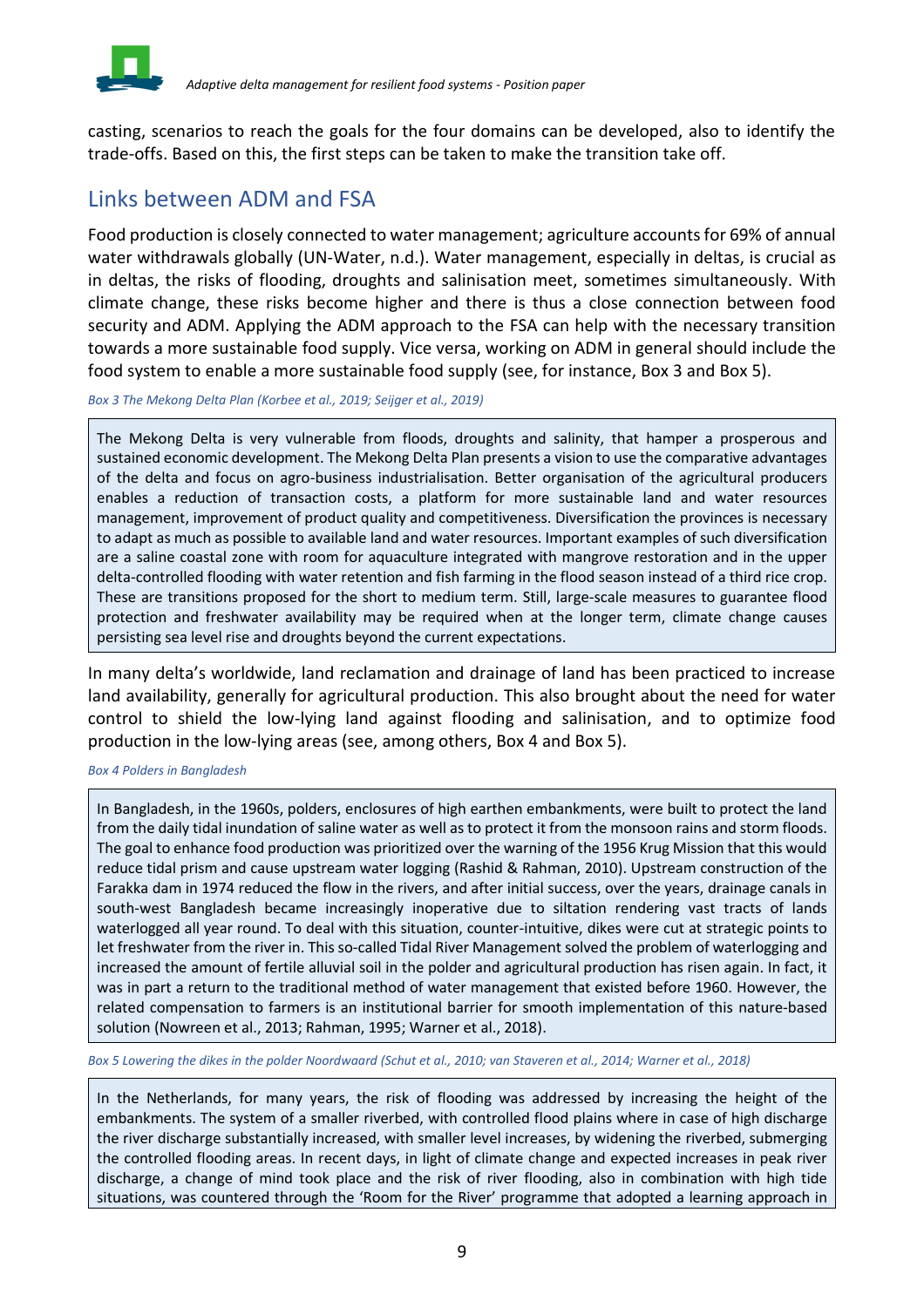casting, scenarios to reach the goals for the four domains can be developed, also to identify the trade-offs. Based on this, the first steps can be taken to make the transition take off.

## Links between ADM and FSA

Food production is closely connected to water management; agriculture accounts for 69% of annual water withdrawals globally (UN-Water, n.d.). Water management, especially in deltas, is crucial as in deltas, the risks of flooding, droughts and salinisation meet, sometimes simultaneously. With climate change, these risks become higher and there is thus a close connection between food security and ADM. Applying the ADM approach to the FSA can help with the necessary transition towards a more sustainable food supply. Vice versa, working on ADM in general should include the food system to enable a more sustainable food supply (see, for instance, Box 3 and Box 5).

*Box 3 The Mekong Delta Plan (Korbee et al., 2019; Seijger et al., 2019)*

> The Mekong Delta is very vulnerable from floods, droughts and salinity, that hamper a prosperous and sustained economic development. The Mekong Delta Plan presents a vision to use the comparative advantages of the delta and focus on agro-business industrialisation. Better organisation of the agricultural producers enables a reduction of transaction costs, a platform for more sustainable land and water resources management, improvement of product quality and competitiveness. Diversification the provinces is necessary to adapt as much as possible to available land and water resources. Important examples of such diversification are a saline coastal zone with room for aquaculture integrated with mangrove restoration and in the upper delta-controlled flooding with water retention and fish farming in the flood season instead of a third rice crop. These are transitions proposed for the short to medium term. Still, large-scale measures to guarantee flood protection and freshwater availability may be required when at the longer term, climate change causes persisting sea level rise and droughts beyond the current expectations.

In many delta's worldwide, land reclamation and drainage of land has been practiced to increase land availability, generally for agricultural production. This also brought about the need for water control to shield the low-lying land against flooding and salinisation, and to optimize food production in the low-lying areas (see, among others, Box 4 and Box 5).

*Box 4 Polders in Bangladesh*

> In Bangladesh, in the 1960s, polders, enclosures of high earthen embankments, were built to protect the land from the daily tidal inundation of saline water as well as to protect it from the monsoon rains and storm floods. The goal to enhance food production was prioritized over the warning of the 1956 Krug Mission that this would reduce tidal prism and cause upstream water logging (Rashid & Rahman, 2010). Upstream construction of the Farakka dam in 1974 reduced the flow in the rivers, and after initial success, over the years, drainage canals in south-west Bangladesh became increasingly inoperative due to siltation rendering vast tracts of lands waterlogged all year round. To deal with this situation, counter-intuitive, dikes were cut at strategic points to let freshwater from the river in. This so-called Tidal River Management solved the problem of waterlogging and increased the amount of fertile alluvial soil in the polder and agricultural production has risen again. In fact, it was in part a return to the traditional method of water management that existed before 1960. However, the related compensation to farmers is an institutional barrier for smooth implementation of this nature-based solution (Nowreen et al., 2013; Rahman, 1995; Warner et al., 2018).

*Box 5 Lowering the dikes in the polder Noordwaard (Schut et al., 2010; van Staveren et al., 2014; Warner et al., 2018)*

> In the Netherlands, for many years, the risk of flooding was addressed by increasing the height of the embankments. The system of a smaller riverbed, with controlled flood plains where in case of high discharge the river discharge substantially increased, with smaller level increases, by widening the riverbed, submerging the controlled flooding areas. In recent days, in light of climate change and expected increases in peak river discharge, a change of mind took place and the risk of river flooding, also in combination with high tide situations, was countered through the 'Room for the River' programme that adopted a learning approach in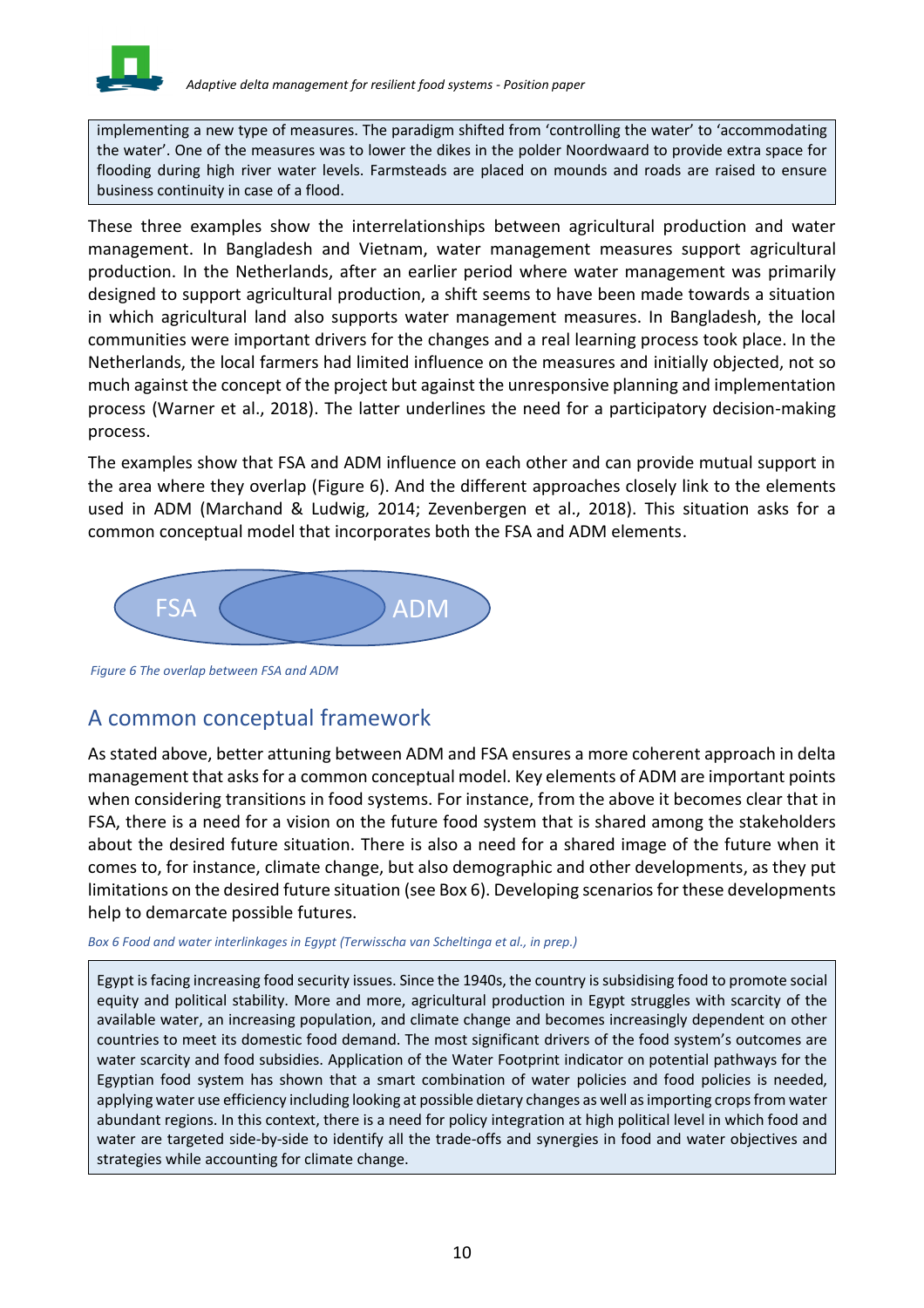implementing a new type of measures. The paradigm shifted from 'controlling the water' to 'accommodating the water'. One of the measures was to lower the dikes in the polder Noordwaard to provide extra space for flooding during high river water levels. Farmsteads are placed on mounds and roads are raised to ensure business continuity in case of a flood.

These three examples show the interrelationships between agricultural production and water management. In Bangladesh and Vietnam, water management measures support agricultural production. In the Netherlands, after an earlier period where water management was primarily designed to support agricultural production, a shift seems to have been made towards a situation in which agricultural land also supports water management measures. In Bangladesh, the local communities were important drivers for the changes and a real learning process took place. In the Netherlands, the local farmers had limited influence on the measures and initially objected, not so much against the concept of the project but against the unresponsive planning and implementation process (Warner et al., 2018). The latter underlines the need for a participatory decision-making process.

The examples show that FSA and ADM influence on each other and can provide mutual support in the area where they overlap (Figure 6). And the different approaches closely link to the elements used in ADM (Marchand & Ludwig, 2014; Zevenbergen et al., 2018). This situation asks for a common conceptual model that incorporates both the FSA and ADM elements.

FSA ADM

*Figure 6 The overlap between FSA and ADM*

## A common conceptual framework

As stated above, better attuning between ADM and FSA ensures a more coherent approach in delta management that asks for a common conceptual model. Key elements of ADM are important points when considering transitions in food systems. For instance, from the above it becomes clear that in FSA, there is a need for a vision on the future food system that is shared among the stakeholders about the desired future situation. There is also a need for a shared image of the future when it comes to, for instance, climate change, but also demographic and other developments, as they put limitations on the desired future situation (see Box 6). Developing scenarios for these developments help to demarcate possible futures.

*Box 6 Food and water interlinkages in Egypt (Terwisscha van Scheltinga et al., in prep.)*

Egypt is facing increasing food security issues. Since the 1940s, the country is subsidising food to promote social equity and political stability. More and more, agricultural production in Egypt struggles with scarcity of the available water, an increasing population, and climate change and becomes increasingly dependent on other countries to meet its domestic food demand. The most significant drivers of the food system's outcomes are water scarcity and food subsidies. Application of the Water Footprint indicator on potential pathways for the Egyptian food system has shown that a smart combination of water policies and food policies is needed, applying water use efficiency including looking at possible dietary changes as well as importing crops from water abundant regions. In this context, there is a need for policy integration at high political level in which food and water are targeted side-by-side to identify all the trade-offs and synergies in food and water objectives and strategies while accounting for climate change.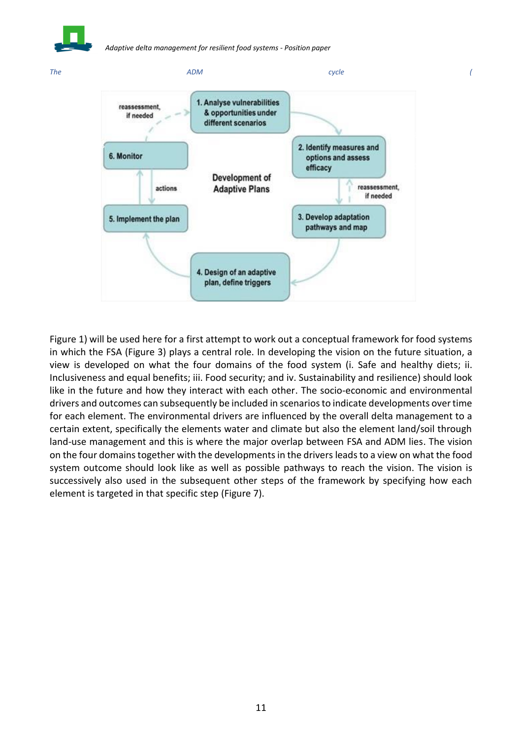*The ADM cycle (*

Figure 1) will be used here for a first attempt to work out a conceptual framework for food systems in which the FSA (Figure 3) plays a central role. In developing the vision on the future situation, a view is developed on what the four domains of the food system (i. Safe and healthy diets; ii. Inclusiveness and equal benefits; iii. Food security; and iv. Sustainability and resilience) should look like in the future and how they interact with each other. The socio-economic and environmental drivers and outcomes can subsequently be included in scenarios to indicate developments over time for each element. The environmental drivers are influenced by the overall delta management to a certain extent, specifically the elements water and climate but also the element land/soil through land-use management and this is where the major overlap between FSA and ADM lies. The vision on the four domains together with the developments in the drivers leads to a view on what the food system outcome should look like as well as possible pathways to reach the vision. The vision is successively also used in the subsequent other steps of the framework by specifying how each element is targeted in that specific step (Figure 7).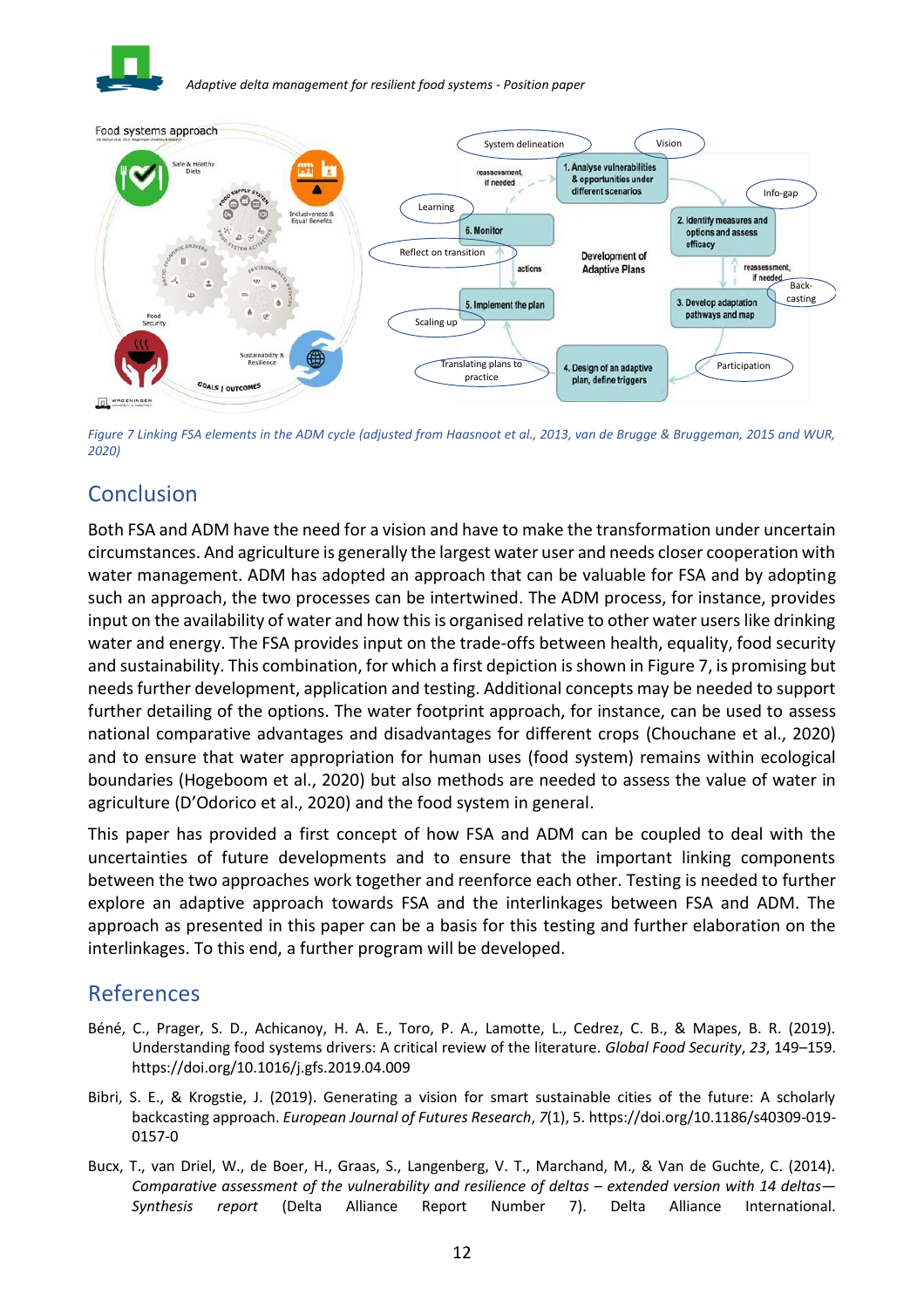*Figure 7 Linking FSA elements in the ADM cycle (adjusted from Haasnoot et al., 2013, van de Brugge & Bruggeman, 2015 and WUR, 2020)*

## Conclusion

Both FSA and ADM have the need for a vision and have to make the transformation under uncertain circumstances. And agriculture is generally the largest water user and needs closer cooperation with water management. ADM has adopted an approach that can be valuable for FSA and by adopting such an approach, the two processes can be intertwined. The ADM process, for instance, provides input on the availability of water and how this is organised relative to other water users like drinking water and energy. The FSA provides input on the trade-offs between health, equality, food security and sustainability. This combination, for which a first depiction is shown in Figure 7, is promising but needs further development, application and testing. Additional concepts may be needed to support further detailing of the options. The water footprint approach, for instance, can be used to assess national comparative advantages and disadvantages for different crops (Chouchane et al., 2020) and to ensure that water appropriation for human uses (food system) remains within ecological boundaries (Hogeboom et al., 2020) but also methods are needed to assess the value of water in agriculture (D'Odorico et al., 2020) and the food system in general.

This paper has provided a first concept of how FSA and ADM can be coupled to deal with the uncertainties of future developments and to ensure that the important linking components between the two approaches work together and reenforce each other. Testing is needed to further explore an adaptive approach towards FSA and the interlinkages between FSA and ADM. The approach as presented in this paper can be a basis for this testing and further elaboration on the interlinkages. To this end, a further program will be developed.

## References

Béné, C., Prager, S. D., Achicanoy, H. A. E., Toro, P. A., Lamotte, L., Cedrez, C. B., & Mapes, B. R. (2019). Understanding food systems drivers: A critical review of the literature. *Global Food Security*, *23*, 149–159. https://doi.org/10.1016/j.gfs.2019.04.009

Bibri, S. E., & Krogstie, J. (2019). Generating a vision for smart sustainable cities of the future: A scholarly backcasting approach. *European Journal of Futures Research*, *7*(1), 5. https://doi.org/10.1186/s40309-019-0157-0

Bucx, T., van Driel, W., de Boer, H., Graas, S., Langenberg, V. T., Marchand, M., & Van de Guchte, C. (2014). *Comparative assessment of the vulnerability and resilience of deltas – extended version with 14 deltas—Synthesis report* (Delta Alliance Report Number 7). Delta Alliance International.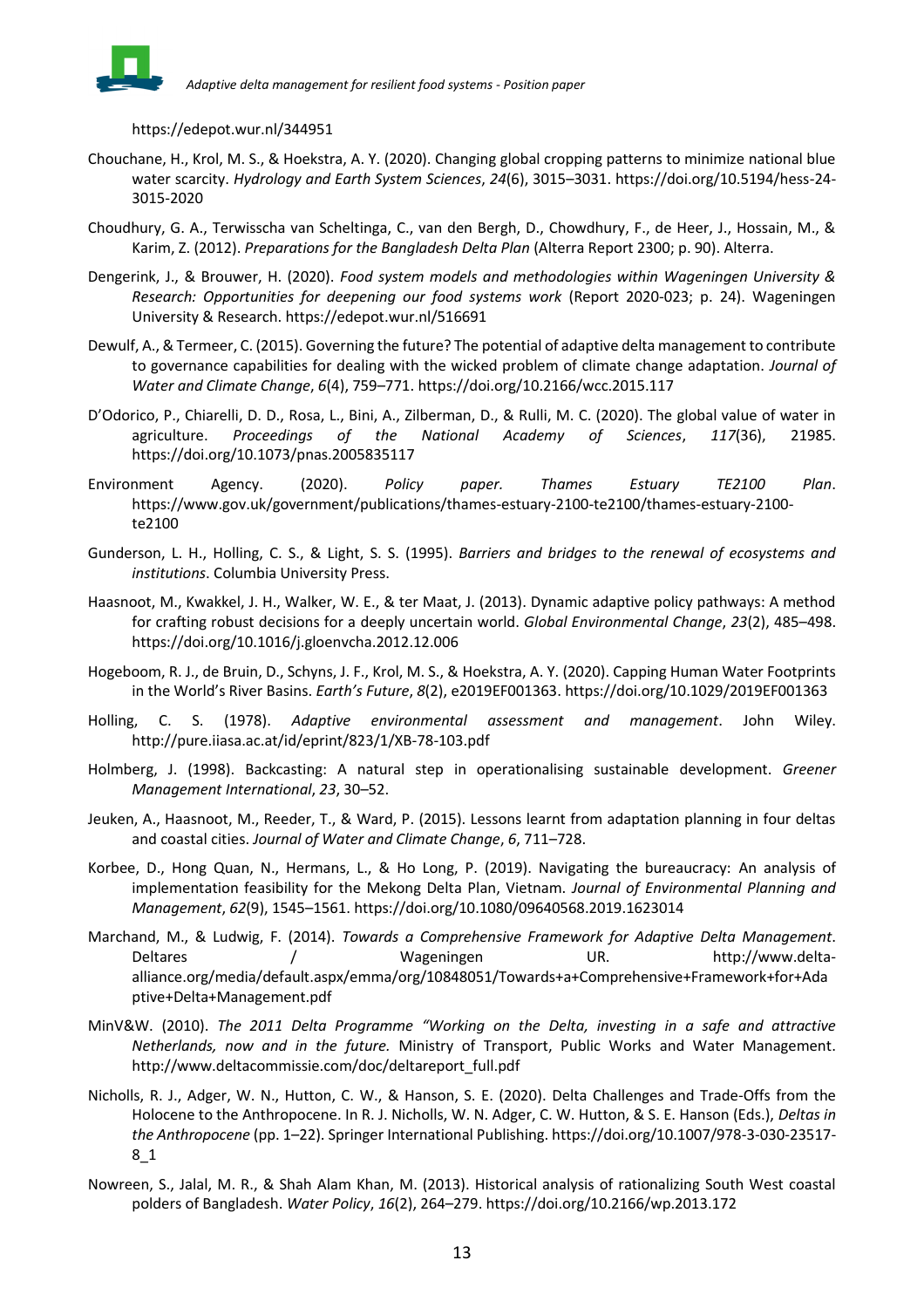https://edepot.wur.nl/344951

Chouchane, H., Krol, M. S., & Hoekstra, A. Y. (2020). Changing global cropping patterns to minimize national blue water scarcity. *Hydrology and Earth System Sciences*, *24*(6), 3015–3031. https://doi.org/10.5194/hess-24-3015-2020

Choudhury, G. A., Terwisscha van Scheltinga, C., van den Bergh, D., Chowdhury, F., de Heer, J., Hossain, M., & Karim, Z. (2012). *Preparations for the Bangladesh Delta Plan* (Alterra Report 2300; p. 90). Alterra.

Dengerink, J., & Brouwer, H. (2020). *Food system models and methodologies within Wageningen University & Research: Opportunities for deepening our food systems work* (Report 2020-023; p. 24). Wageningen University & Research. https://edepot.wur.nl/516691

Dewulf, A., & Termeer, C. (2015). Governing the future? The potential of adaptive delta management to contribute to governance capabilities for dealing with the wicked problem of climate change adaptation. *Journal of Water and Climate Change*, *6*(4), 759–771. https://doi.org/10.2166/wcc.2015.117

D'Odorico, P., Chiarelli, D. D., Rosa, L., Bini, A., Zilberman, D., & Rulli, M. C. (2020). The global value of water in agriculture. *Proceedings of the National Academy of Sciences*, *117*(36), 21985. https://doi.org/10.1073/pnas.2005835117

Environment Agency. (2020). *Policy paper. Thames Estuary TE2100 Plan*. https://www.gov.uk/government/publications/thames-estuary-2100-te2100/thames-estuary-2100-te2100

Gunderson, L. H., Holling, C. S., & Light, S. S. (1995). *Barriers and bridges to the renewal of ecosystems and institutions*. Columbia University Press.

Haasnoot, M., Kwakkel, J. H., Walker, W. E., & ter Maat, J. (2013). Dynamic adaptive policy pathways: A method for crafting robust decisions for a deeply uncertain world. *Global Environmental Change*, *23*(2), 485–498. https://doi.org/10.1016/j.gloenvcha.2012.12.006

Hogeboom, R. J., de Bruin, D., Schyns, J. F., Krol, M. S., & Hoekstra, A. Y. (2020). Capping Human Water Footprints in the World's River Basins. *Earth's Future*, *8*(2), e2019EF001363. https://doi.org/10.1029/2019EF001363

Holling, C. S. (1978). *Adaptive environmental assessment and management*. John Wiley. http://pure.iiasa.ac.at/id/eprint/823/1/XB-78-103.pdf

Holmberg, J. (1998). Backcasting: A natural step in operationalising sustainable development. *Greener Management International*, *23*, 30–52.

Jeuken, A., Haasnoot, M., Reeder, T., & Ward, P. (2015). Lessons learnt from adaptation planning in four deltas and coastal cities. *Journal of Water and Climate Change*, *6*, 711–728.

Korbee, D., Hong Quan, N., Hermans, L., & Ho Long, P. (2019). Navigating the bureaucracy: An analysis of implementation feasibility for the Mekong Delta Plan, Vietnam. *Journal of Environmental Planning and Management*, *62*(9), 1545–1561. https://doi.org/10.1080/09640568.2019.1623014

Marchand, M., & Ludwig, F. (2014). *Towards a Comprehensive Framework for Adaptive Delta Management*. Deltares / Wageningen UR. http://www.delta-alliance.org/media/default.aspx/emma/org/10848051/Towards+a+Comprehensive+Framework+for+Adaptive+Delta+Management.pdf

MinV&W. (2010). *The 2011 Delta Programme "Working on the Delta, investing in a safe and attractive Netherlands, now and in the future.* Ministry of Transport, Public Works and Water Management. http://www.deltacommissie.com/doc/deltareport_full.pdf

Nicholls, R. J., Adger, W. N., Hutton, C. W., & Hanson, S. E. (2020). Delta Challenges and Trade-Offs from the Holocene to the Anthropocene. In R. J. Nicholls, W. N. Adger, C. W. Hutton, & S. E. Hanson (Eds.), *Deltas in the Anthropocene* (pp. 1–22). Springer International Publishing. https://doi.org/10.1007/978-3-030-23517-8_1

Nowreen, S., Jalal, M. R., & Shah Alam Khan, M. (2013). Historical analysis of rationalizing South West coastal polders of Bangladesh. *Water Policy*, *16*(2), 264–279. https://doi.org/10.2166/wp.2013.172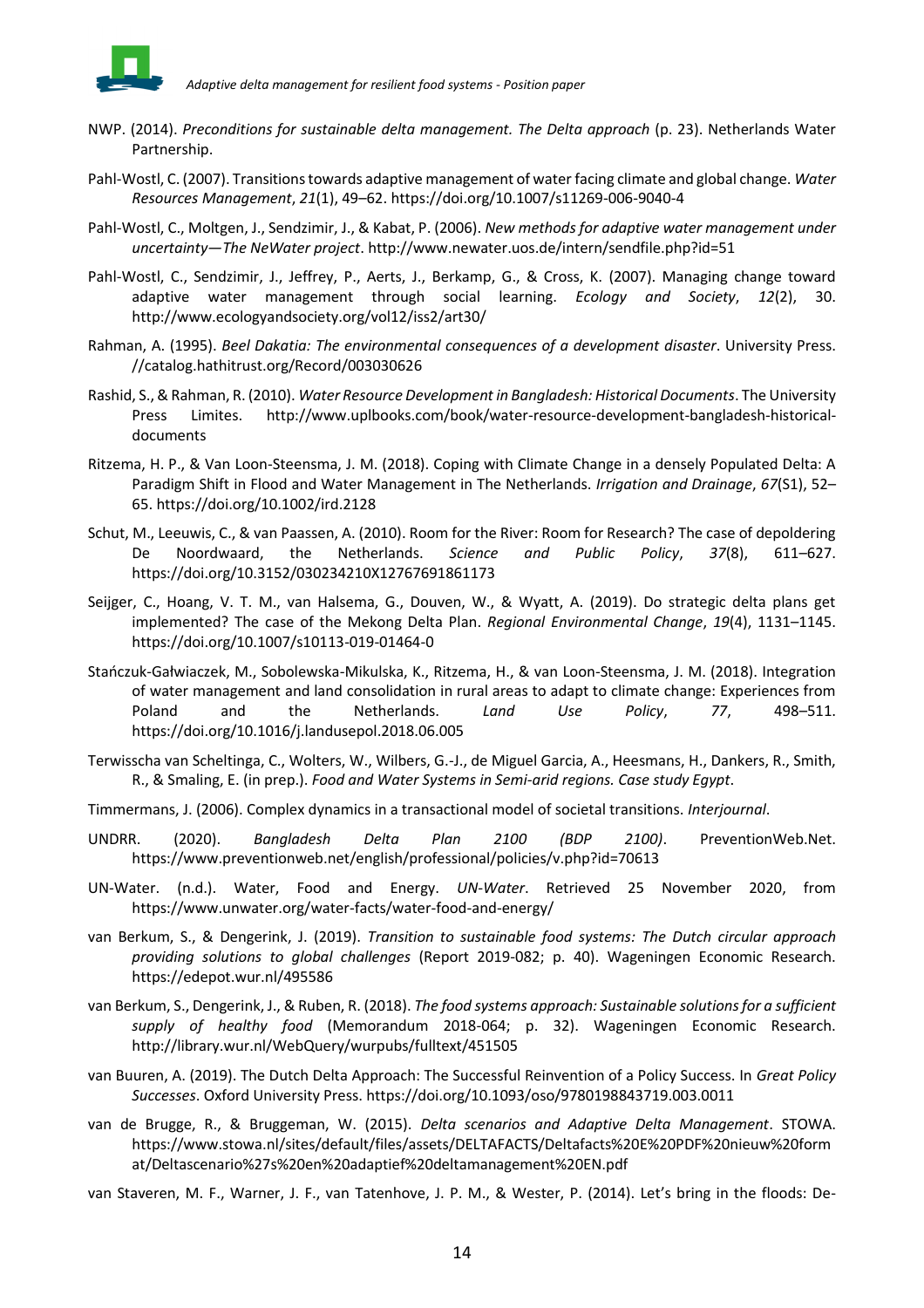NWP. (2014). *Preconditions for sustainable delta management. The Delta approach* (p. 23). Netherlands Water Partnership.

Pahl-Wostl, C. (2007). Transitions towards adaptive management of water facing climate and global change. *Water Resources Management*, *21*(1), 49–62. https://doi.org/10.1007/s11269-006-9040-4

Pahl-Wostl, C., Moltgen, J., Sendzimir, J., & Kabat, P. (2006). *New methods for adaptive water management under uncertainty—The NeWater project*. http://www.newater.uos.de/intern/sendfile.php?id=51

Pahl-Wostl, C., Sendzimir, J., Jeffrey, P., Aerts, J., Berkamp, G., & Cross, K. (2007). Managing change toward adaptive water management through social learning. *Ecology and Society*, *12*(2), 30. http://www.ecologyandsociety.org/vol12/iss2/art30/

Rahman, A. (1995). *Beel Dakatia: The environmental consequences of a development disaster*. University Press. //catalog.hathitrust.org/Record/003030626

Rashid, S., & Rahman, R. (2010). *Water Resource Development in Bangladesh: Historical Documents*. The University Press Limites. http://www.uplbooks.com/book/water-resource-development-in-bangladesh-historical-documents

Ritzema, H. P., & Van Loon-Steensma, J. M. (2018). Coping with Climate Change in a densely Populated Delta: A Paradigm Shift in Flood and Water Management in The Netherlands. *Irrigation and Drainage*, *67*(S1), 52–65. https://doi.org/10.1002/ird.2128

Schut, M., Leeuwis, C., & van Paassen, A. (2010). Room for the River: Room for Research? The case of depoldering De Noordwaard, the Netherlands. *Science and Public Policy*, *37*(8), 611–627. https://doi.org/10.3152/030234210X12767691861173

Seijger, C., Hoang, V. T. M., van Halsema, G., Douven, W., & Wyatt, A. (2019). Do strategic delta plans get implemented? The case of the Mekong Delta Plan. *Regional Environmental Change*, *19*(4), 1131–1145. https://doi.org/10.1007/s10113-019-01464-0

Stańczuk-Gałwiaczek, M., Sobolewska-Mikulska, K., Ritzema, H., & van Loon-Steensma, J. M. (2018). Integration of water management and land consolidation in rural areas to adapt to climate change: Experiences from Poland and the Netherlands. *Land Use Policy*, *77*, 498–511. https://doi.org/10.1016/j.landusepol.2018.06.005

Terwisscha van Scheltinga, C., Wolters, W., Wilbers, G.-J., de Miguel Garcia, A., Heesmans, H., Dankers, R., Smith, R., & Smaling, E. (in prep.). *Food and Water Systems in Semi-arid regions. Case study Egypt*.

Timmermans, J. (2006). Complex dynamics in a transactional model of societal transitions. *Interjournal*.

UNDRR. (2020). *Bangladesh Delta Plan 2100 (BDP 2100)*. PreventionWeb.Net. https://www.preventionweb.net/english/professional/policies/v.php?id=70613

UN-Water. (n.d.). Water, Food and Energy. *UN-Water*. Retrieved 25 November 2020, from https://www.unwater.org/water-facts/water-food-and-energy/

van Berkum, S., & Dengerink, J. (2019). *Transition to sustainable food systems: The Dutch circular approach providing solutions to global challenges* (Report 2019-082; p. 40). Wageningen Economic Research. https://edepot.wur.nl/495586

van Berkum, S., Dengerink, J., & Ruben, R. (2018). *The food systems approach: Sustainable solutions for a sufficient supply of healthy food* (Memorandum 2018-064; p. 32). Wageningen Economic Research. http://library.wur.nl/WebQuery/wurpubs/fulltext/451505

van Buuren, A. (2019). The Dutch Delta Approach: The Successful Reinvention of a Policy Success. In *Great Policy Successes*. Oxford University Press. https://doi.org/10.1093/oso/9780198843719.003.0011

van de Brugge, R., & Bruggeman, W. (2015). *Delta scenarios and Adaptive Delta Management*. STOWA. https://www.stowa.nl/sites/default/files/assets/DELTAFACTS/Deltafacts%20E%20PDF%20nieuw%20format/Deltascenario%27s%20en%20adaptief%20deltamanagement%20EN.pdf

van Staveren, M. F., Warner, J. F., van Tatenhove, J. P. M., & Wester, P. (2014). Let's bring in the floods: De-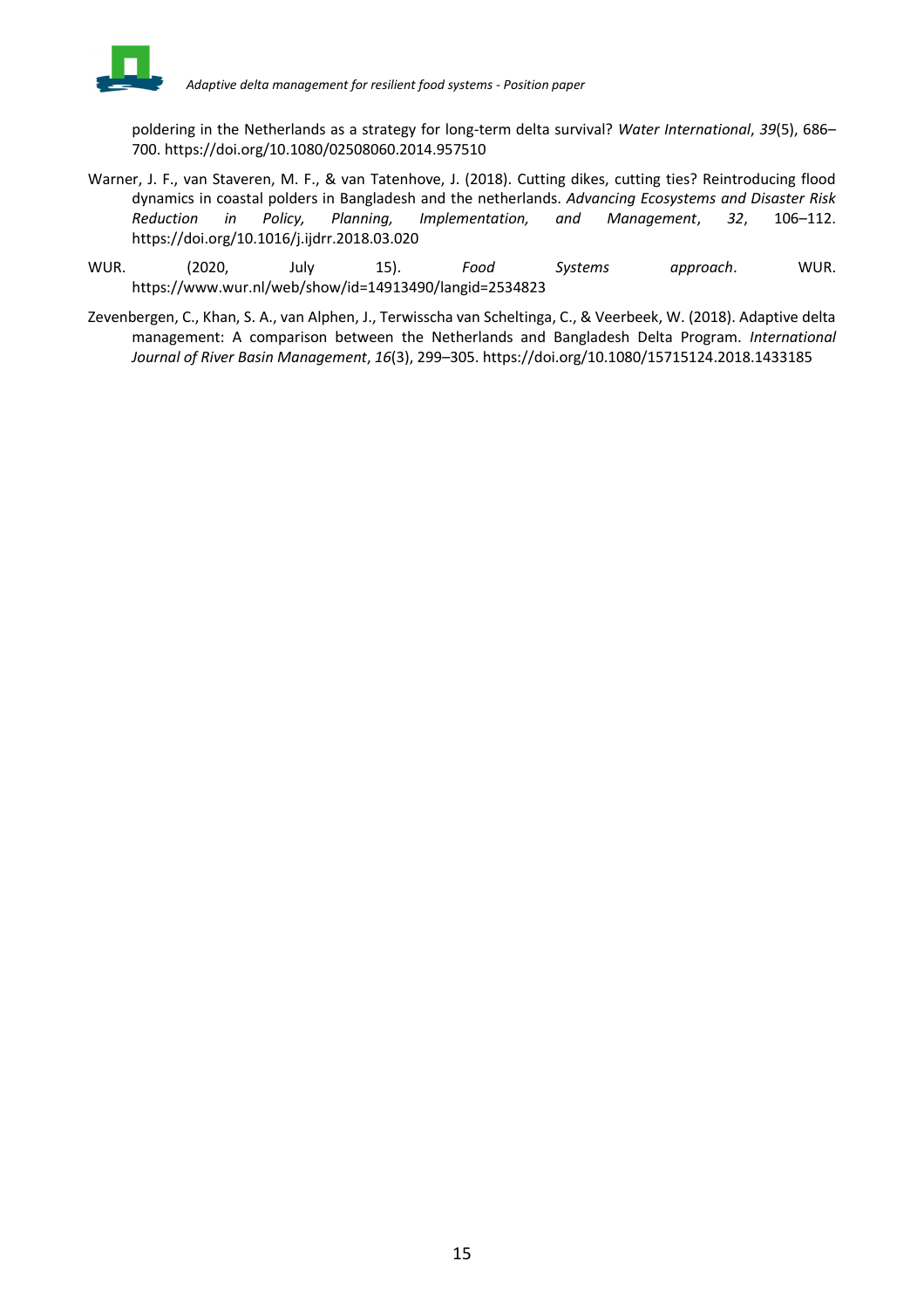poldering in the Netherlands as a strategy for long-term delta survival? *Water International*, *39*(5), 686–700. https://doi.org/10.1080/02508060.2014.957510

Warner, J. F., van Staveren, M. F., & van Tatenhove, J. (2018). Cutting dikes, cutting ties? Reintroducing flood dynamics in coastal polders in Bangladesh and the netherlands. *Advancing Ecosystems and Disaster Risk Reduction in Policy, Planning, Implementation, and Management*, *32*, 106–112. https://doi.org/10.1016/j.ijdrr.2018.03.020

WUR. (2020, July 15). *Food Systems approach*. WUR. https://www.wur.nl/web/show/id=14913490/langid=2534823

Zevenbergen, C., Khan, S. A., van Alphen, J., Terwisscha van Scheltinga, C., & Veerbeek, W. (2018). Adaptive delta management: A comparison between the Netherlands and Bangladesh Delta Program. *International Journal of River Basin Management*, *16*(3), 299–305. https://doi.org/10.1080/15715124.2018.1433185